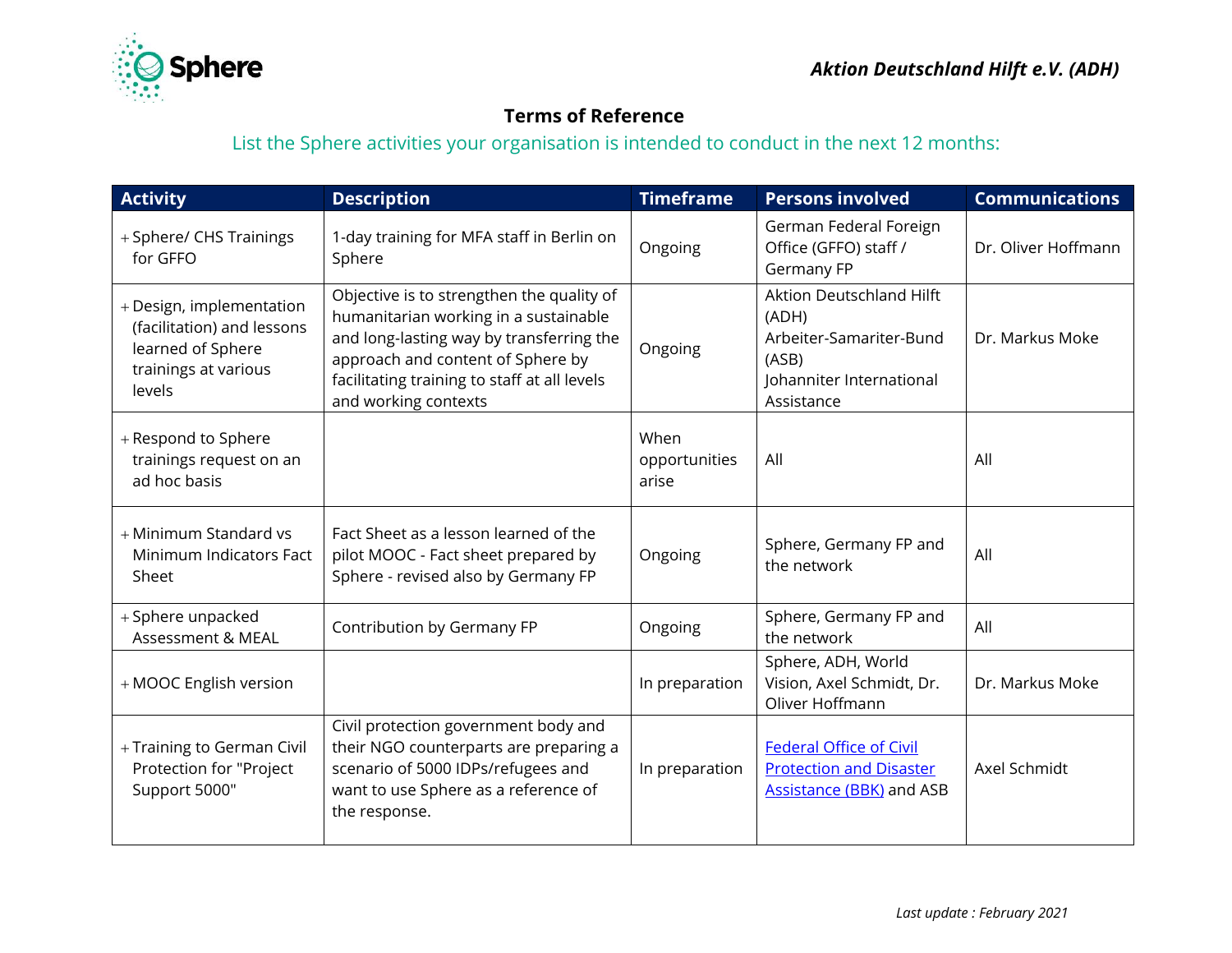**Aktion Deutschland Hilft e.V. (ADH)**

## Terms of Reference

### List the Sphere activities your organisation is intended to conduct in the next 12 months:

| Activity | Description | Timeframe | Persons involved | Communications |
|---|---|---|---|---|
| + Sphere/ CHS Trainings for GFFO | 1-day training for MFA staff in Berlin on Sphere | Ongoing | German Federal Foreign Office (GFFO) staff / Germany FP | Dr. Oliver Hoffmann |
| + Design, implementation (facilitation) and lessons learned of Sphere trainings at various levels | Objective is to strengthen the quality of humanitarian working in a sustainable and long-lasting way by transferring the approach and content of Sphere by facilitating training to staff at all levels and working contexts | Ongoing | Aktion Deutschland Hilft (ADH) Arbeiter-Samariter-Bund (ASB) Johanniter International Assistance | Dr. Markus Moke |
| + Respond to Sphere trainings request on an ad hoc basis | | When opportunities arise | All | All |
| + Minimum Standard vs Minimum Indicators Fact Sheet | Fact Sheet as a lesson learned of the pilot MOOC - Fact sheet prepared by Sphere - revised also by Germany FP | Ongoing | Sphere, Germany FP and the network | All |
| + Sphere unpacked Assessment & MEAL | Contribution by Germany FP | Ongoing | Sphere, Germany FP and the network | All |
| + MOOC English version | | In preparation | Sphere, ADH, World Vision, Axel Schmidt, Dr. Oliver Hoffmann | Dr. Markus Moke |
| + Training to German Civil Protection for "Project Support 5000" | Civil protection government body and their NGO counterparts are preparing a scenario of 5000 IDPs/refugees and want to use Sphere as a reference of the response. | In preparation | Federal Office of Civil Protection and Disaster Assistance (BBK) and ASB | Axel Schmidt |

*Last update : February 2021*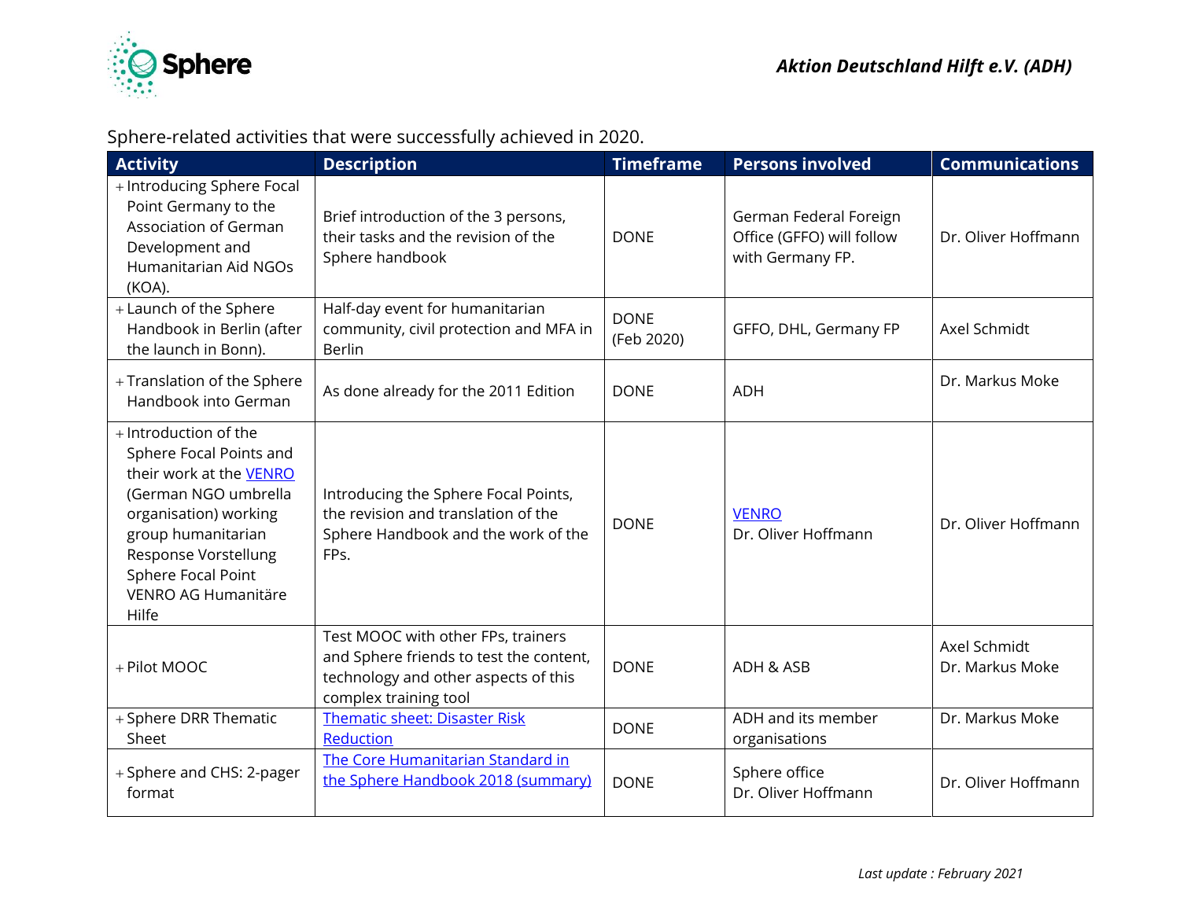Sphere-related activities that were successfully achieved in 2020.

| Activity | Description | Timeframe | Persons involved | Communications |
|---|---|---|---|---|
| + Introducing Sphere Focal Point Germany to the Association of German Development and Humanitarian Aid NGOs (KOA). | Brief introduction of the 3 persons, their tasks and the revision of the Sphere handbook | DONE | German Federal Foreign Office (GFFO) will follow with Germany FP. | Dr. Oliver Hoffmann |
| + Launch of the Sphere Handbook in Berlin (after the launch in Bonn). | Half-day event for humanitarian community, civil protection and MFA in Berlin | DONE (Feb 2020) | GFFO, DHL, Germany FP | Axel Schmidt |
| + Translation of the Sphere Handbook into German | As done already for the 2011 Edition | DONE | ADH | Dr. Markus Moke |
| + Introduction of the Sphere Focal Points and their work at the VENRO (German NGO umbrella organisation) working group humanitarian Response Vorstellung Sphere Focal Point VENRO AG Humanitäre Hilfe | Introducing the Sphere Focal Points, the revision and translation of the Sphere Handbook and the work of the FPs. | DONE | VENRO Dr. Oliver Hoffmann | Dr. Oliver Hoffmann |
| + Pilot MOOC | Test MOOC with other FPs, trainers and Sphere friends to test the content, technology and other aspects of this complex training tool | DONE | ADH & ASB | Axel Schmidt Dr. Markus Moke |
| + Sphere DRR Thematic Sheet | Thematic sheet: Disaster Risk Reduction | DONE | ADH and its member organisations | Dr. Markus Moke |
| + Sphere and CHS: 2-pager format | The Core Humanitarian Standard in the Sphere Handbook 2018 (summary) | DONE | Sphere office Dr. Oliver Hoffmann | Dr. Oliver Hoffmann |

*Last update : February 2021*